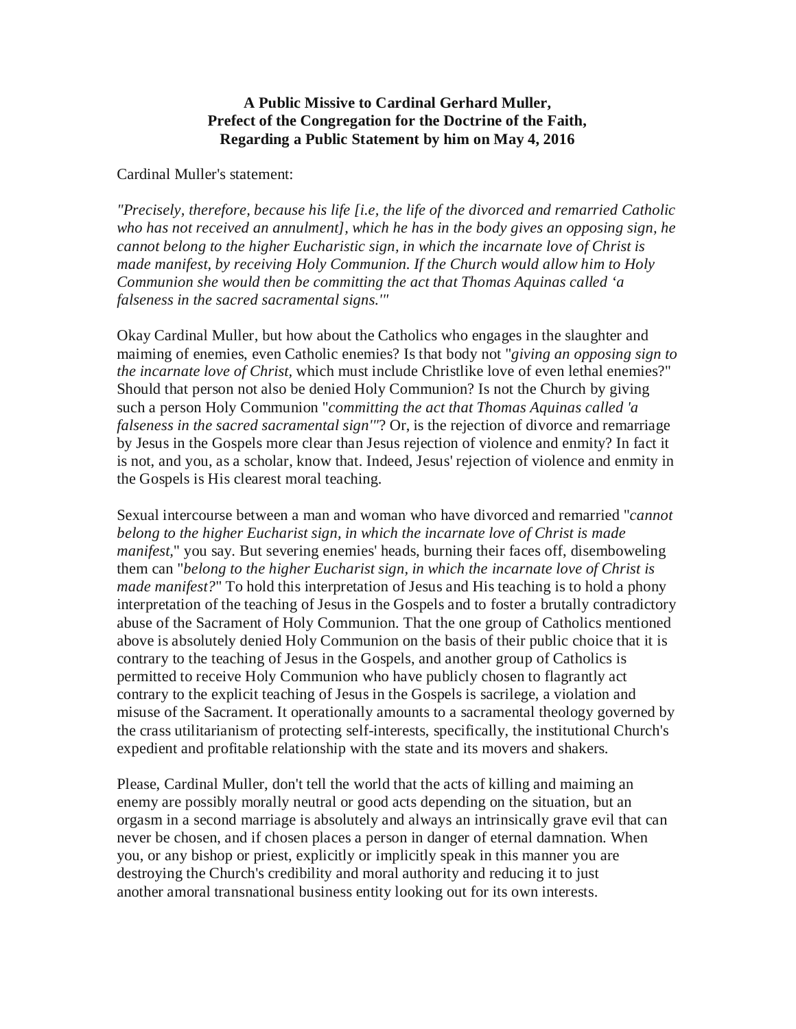**A Public Missive to Cardinal Gerhard Muller,**
**Prefect of the Congregation for the Doctrine of the Faith,**
**Regarding a Public Statement by him on May 4, 2016**

Cardinal Muller's statement:

*"Precisely, therefore, because his life [i.e, the life of the divorced and remarried Catholic who has not received an annulment], which he has in the body gives an opposing sign, he cannot belong to the higher Eucharistic sign, in which the incarnate love of Christ is made manifest, by receiving Holy Communion. If the Church would allow him to Holy Communion she would then be committing the act that Thomas Aquinas called 'a falseness in the sacred sacramental signs.'"*

Okay Cardinal Muller, but how about the Catholics who engages in the slaughter and maiming of enemies, even Catholic enemies? Is that body not "*giving an opposing sign to the incarnate love of Christ,* which must include Christlike love of even lethal enemies?" Should that person not also be denied Holy Communion? Is not the Church by giving such a person Holy Communion "*committing the act that Thomas Aquinas called 'a falseness in the sacred sacramental sign'*"? Or, is the rejection of divorce and remarriage by Jesus in the Gospels more clear than Jesus rejection of violence and enmity? In fact it is not, and you, as a scholar, know that. Indeed, Jesus' rejection of violence and enmity in the Gospels is His clearest moral teaching.

Sexual intercourse between a man and woman who have divorced and remarried "*cannot belong to the higher Eucharist sign, in which the incarnate love of Christ is made manifest,*" you say. But severing enemies' heads, burning their faces off, disemboweling them can "*belong to the higher Eucharist sign, in which the incarnate love of Christ is made manifest?*" To hold this interpretation of Jesus and His teaching is to hold a phony interpretation of the teaching of Jesus in the Gospels and to foster a brutally contradictory abuse of the Sacrament of Holy Communion. That the one group of Catholics mentioned above is absolutely denied Holy Communion on the basis of their public choice that it is contrary to the teaching of Jesus in the Gospels, and another group of Catholics is permitted to receive Holy Communion who have publicly chosen to flagrantly act contrary to the explicit teaching of Jesus in the Gospels is sacrilege, a violation and misuse of the Sacrament. It operationally amounts to a sacramental theology governed by the crass utilitarianism of protecting self-interests, specifically, the institutional Church's expedient and profitable relationship with the state and its movers and shakers.

Please, Cardinal Muller, don't tell the world that the acts of killing and maiming an enemy are possibly morally neutral or good acts depending on the situation, but an orgasm in a second marriage is absolutely and always an intrinsically grave evil that can never be chosen, and if chosen places a person in danger of eternal damnation. When you, or any bishop or priest, explicitly or implicitly speak in this manner you are destroying the Church's credibility and moral authority and reducing it to just another amoral transnational business entity looking out for its own interests.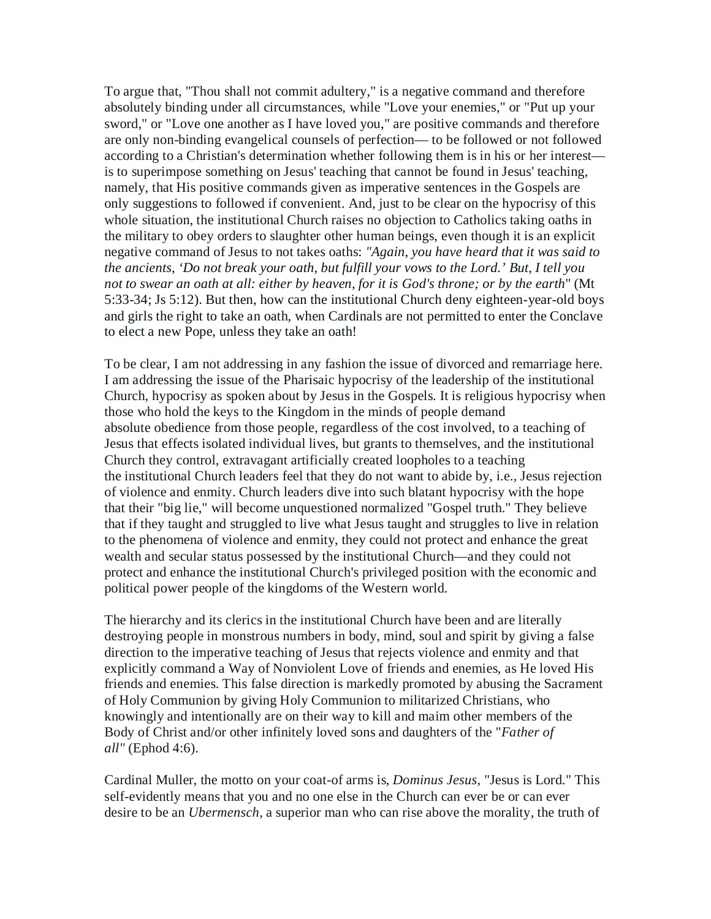To argue that, "Thou shall not commit adultery," is a negative command and therefore absolutely binding under all circumstances, while "Love your enemies," or "Put up your sword," or "Love one another as I have loved you," are positive commands and therefore are only non-binding evangelical counsels of perfection— to be followed or not followed according to a Christian's determination whether following them is in his or her interest— is to superimpose something on Jesus' teaching that cannot be found in Jesus' teaching, namely, that His positive commands given as imperative sentences in the Gospels are only suggestions to followed if convenient. And, just to be clear on the hypocrisy of this whole situation, the institutional Church raises no objection to Catholics taking oaths in the military to obey orders to slaughter other human beings, even though it is an explicit negative command of Jesus to not takes oaths: *"Again, you have heard that it was said to the ancients, 'Do not break your oath, but fulfill your vows to the Lord.' But, I tell you not to swear an oath at all: either by heaven, for it is God's throne; or by the earth*" (Mt 5:33-34; Js 5:12). But then, how can the institutional Church deny eighteen-year-old boys and girls the right to take an oath, when Cardinals are not permitted to enter the Conclave to elect a new Pope, unless they take an oath!

To be clear, I am not addressing in any fashion the issue of divorced and remarriage here. I am addressing the issue of the Pharisaic hypocrisy of the leadership of the institutional Church, hypocrisy as spoken about by Jesus in the Gospels. It is religious hypocrisy when those who hold the keys to the Kingdom in the minds of people demand absolute obedience from those people, regardless of the cost involved, to a teaching of Jesus that effects isolated individual lives, but grants to themselves, and the institutional Church they control, extravagant artificially created loopholes to a teaching the institutional Church leaders feel that they do not want to abide by, i.e., Jesus rejection of violence and enmity. Church leaders dive into such blatant hypocrisy with the hope that their "big lie," will become unquestioned normalized "Gospel truth." They believe that if they taught and struggled to live what Jesus taught and struggles to live in relation to the phenomena of violence and enmity, they could not protect and enhance the great wealth and secular status possessed by the institutional Church—and they could not protect and enhance the institutional Church's privileged position with the economic and political power people of the kingdoms of the Western world.

The hierarchy and its clerics in the institutional Church have been and are literally destroying people in monstrous numbers in body, mind, soul and spirit by giving a false direction to the imperative teaching of Jesus that rejects violence and enmity and that explicitly command a Way of Nonviolent Love of friends and enemies, as He loved His friends and enemies. This false direction is markedly promoted by abusing the Sacrament of Holy Communion by giving Holy Communion to militarized Christians, who knowingly and intentionally are on their way to kill and maim other members of the Body of Christ and/or other infinitely loved sons and daughters of the "*Father of all"* (Ephod 4:6).

Cardinal Muller, the motto on your coat-of arms is, *Dominus Jesus*, "Jesus is Lord." This self-evidently means that you and no one else in the Church can ever be or can ever desire to be an *Ubermensch*, a superior man who can rise above the morality, the truth of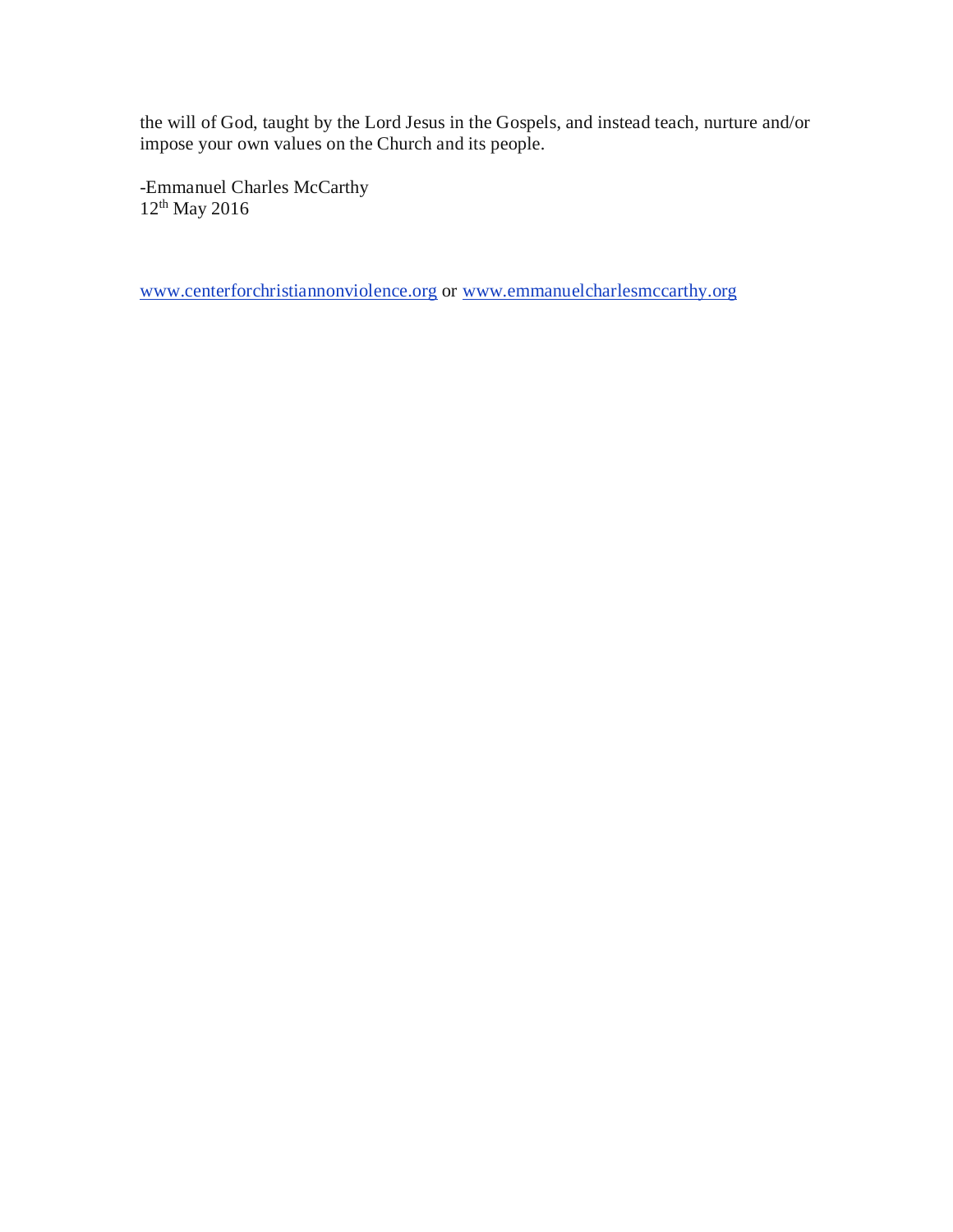the will of God, taught by the Lord Jesus in the Gospels, and instead teach, nurture and/or impose your own values on the Church and its people.

-Emmanuel Charles McCarthy
12th May 2016

www.centerforchristiannonviolence.org or www.emmanuelcharlesmccarthy.org